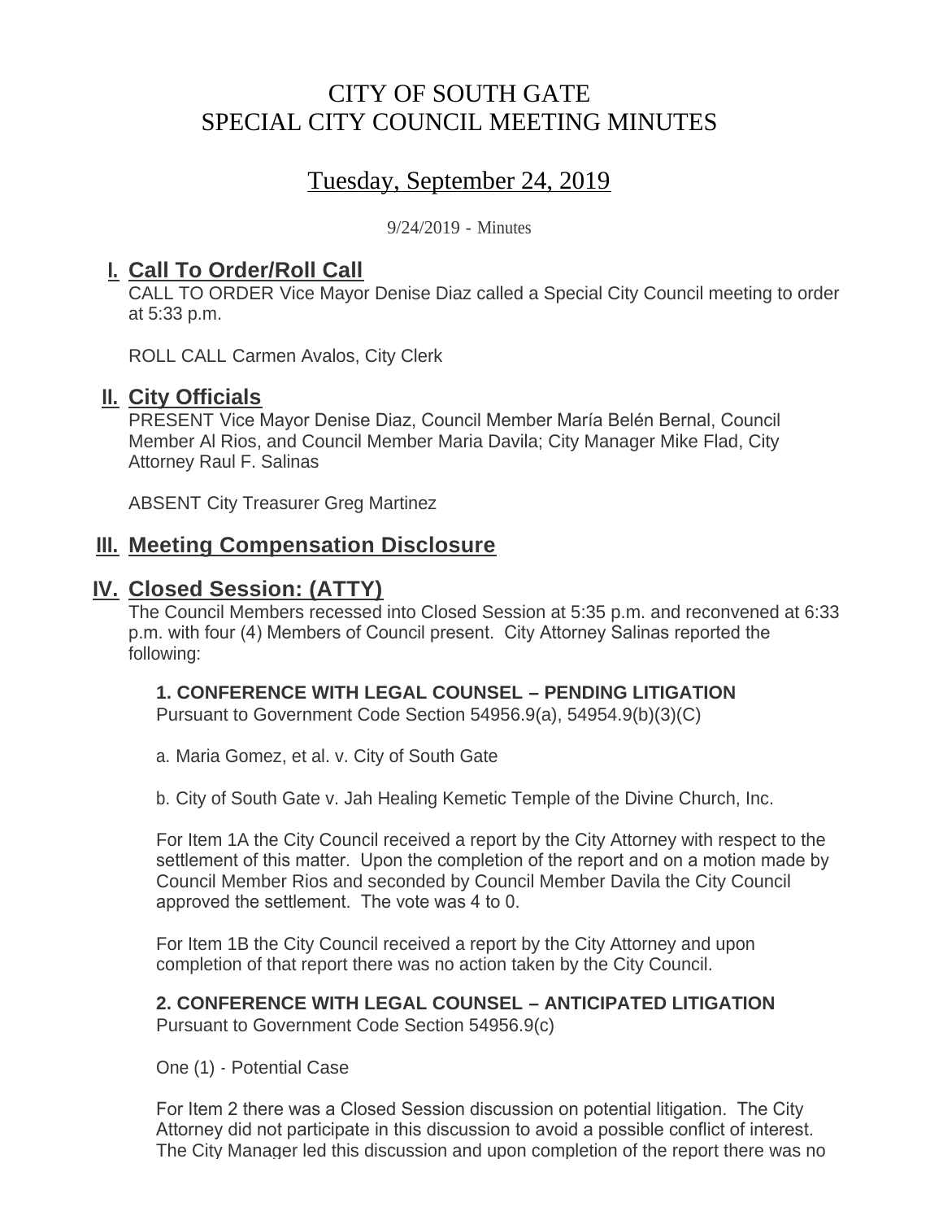# CITY OF SOUTH GATE
# SPECIAL CITY COUNCIL MEETING MINUTES

## Tuesday, September 24, 2019

9/24/2019 - Minutes

## I. Call To Order/Roll Call

CALL TO ORDER Vice Mayor Denise Diaz called a Special City Council meeting to order at 5:33 p.m.

ROLL CALL Carmen Avalos, City Clerk

## II. City Officials

PRESENT Vice Mayor Denise Diaz, Council Member María Belén Bernal, Council Member Al Rios, and Council Member Maria Davila; City Manager Mike Flad, City Attorney Raul F. Salinas

ABSENT City Treasurer Greg Martinez

## III. Meeting Compensation Disclosure

## IV. Closed Session: (ATTY)

The Council Members recessed into Closed Session at 5:35 p.m. and reconvened at 6:33 p.m. with four (4) Members of Council present. City Attorney Salinas reported the following:

**1. CONFERENCE WITH LEGAL COUNSEL – PENDING LITIGATION**
Pursuant to Government Code Section 54956.9(a), 54954.9(b)(3)(C)

a. Maria Gomez, et al. v. City of South Gate

b. City of South Gate v. Jah Healing Kemetic Temple of the Divine Church, Inc.

For Item 1A the City Council received a report by the City Attorney with respect to the settlement of this matter. Upon the completion of the report and on a motion made by Council Member Rios and seconded by Council Member Davila the City Council approved the settlement. The vote was 4 to 0.

For Item 1B the City Council received a report by the City Attorney and upon completion of that report there was no action taken by the City Council.

**2. CONFERENCE WITH LEGAL COUNSEL – ANTICIPATED LITIGATION**
Pursuant to Government Code Section 54956.9(c)

One (1) - Potential Case

For Item 2 there was a Closed Session discussion on potential litigation. The City Attorney did not participate in this discussion to avoid a possible conflict of interest. The City Manager led this discussion and upon completion of the report there was no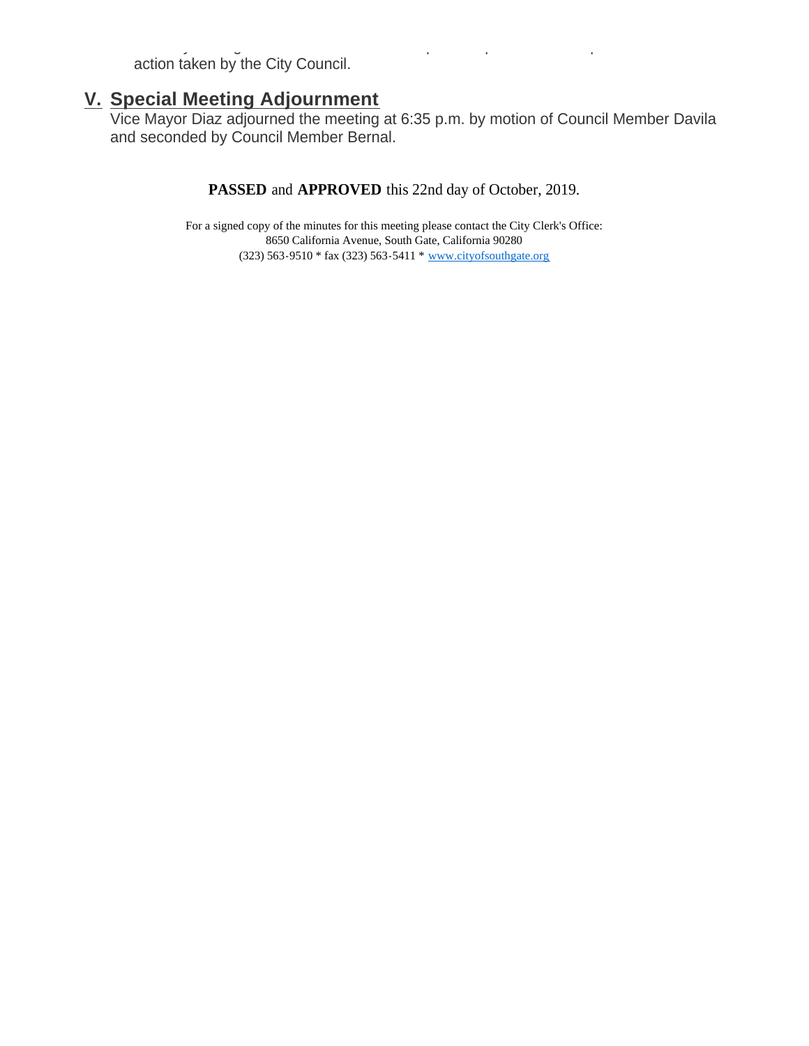action taken by the City Council.

## V. Special Meeting Adjournment

Vice Mayor Diaz adjourned the meeting at 6:35 p.m. by motion of Council Member Davila and seconded by Council Member Bernal.

**PASSED** and **APPROVED** this 22nd day of October, 2019.

For a signed copy of the minutes for this meeting please contact the City Clerk's Office:
8650 California Avenue, South Gate, California 90280
(323) 563-9510 * fax (323) 563-5411 * www.cityofsouthgate.org